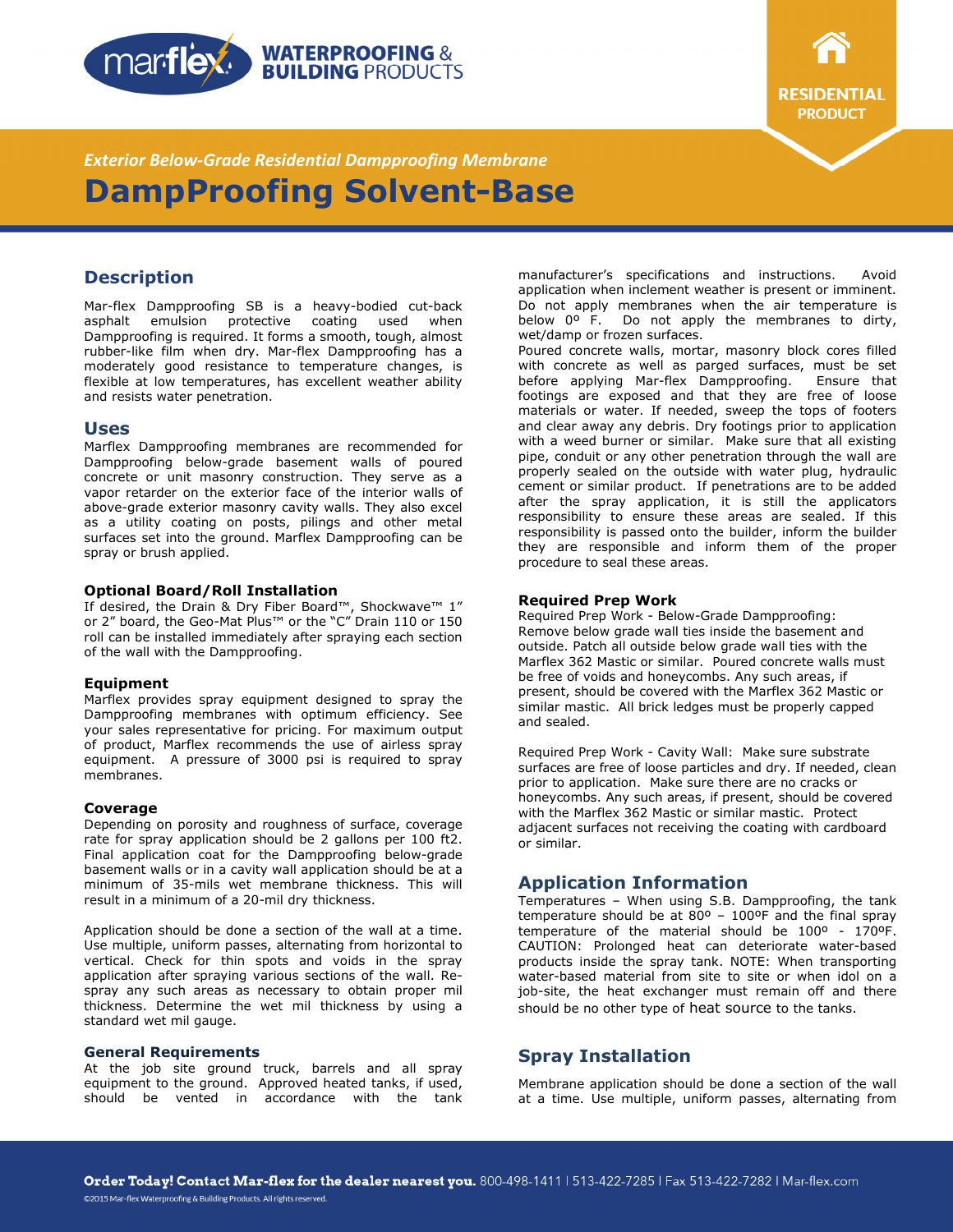**WATERPROOFING & BUILDING PRODUCTS**

**RESIDENTIAL PRODUCT**

*Exterior Below-Grade Residential Dampproofing Membrane*

# DampProofing Solvent-Base

## Description

Mar-flex Dampproofing SB is a heavy-bodied cut-back asphalt emulsion protective coating used when Dampproofing is required. It forms a smooth, tough, almost rubber-like film when dry. Mar-flex Dampproofing has a moderately good resistance to temperature changes, is flexible at low temperatures, has excellent weather ability and resists water penetration.

## Uses

Marflex Dampproofing membranes are recommended for Dampproofing below-grade basement walls of poured concrete or unit masonry construction. They serve as a vapor retarder on the exterior face of the interior walls of above-grade exterior masonry cavity walls. They also excel as a utility coating on posts, pilings and other metal surfaces set into the ground. Marflex Dampproofing can be spray or brush applied.

### Optional Board/Roll Installation

If desired, the Drain & Dry Fiber Board™, Shockwave™ 1" or 2" board, the Geo-Mat Plus™ or the "C" Drain 110 or 150 roll can be installed immediately after spraying each section of the wall with the Dampproofing.

### Equipment

Marflex provides spray equipment designed to spray the Dampproofing membranes with optimum efficiency. See your sales representative for pricing. For maximum output of product, Marflex recommends the use of airless spray equipment. A pressure of 3000 psi is required to spray membranes.

### Coverage

Depending on porosity and roughness of surface, coverage rate for spray application should be 2 gallons per 100 ft2. Final application coat for the Dampproofing below-grade basement walls or in a cavity wall application should be at a minimum of 35-mils wet membrane thickness. This will result in a minimum of a 20-mil dry thickness.

Application should be done a section of the wall at a time. Use multiple, uniform passes, alternating from horizontal to vertical. Check for thin spots and voids in the spray application after spraying various sections of the wall. Re-spray any such areas as necessary to obtain proper mil thickness. Determine the wet mil thickness by using a standard wet mil gauge.

### General Requirements

At the job site ground truck, barrels and all spray equipment to the ground. Approved heated tanks, if used, should be vented in accordance with the tank manufacturer's specifications and instructions. Avoid application when inclement weather is present or imminent. Do not apply membranes when the air temperature is below 0º F. Do not apply the membranes to dirty, wet/damp or frozen surfaces.

Poured concrete walls, mortar, masonry block cores filled with concrete as well as parged surfaces, must be set before applying Mar-flex Dampproofing. Ensure that footings are exposed and that they are free of loose materials or water. If needed, sweep the tops of footers and clear away any debris. Dry footings prior to application with a weed burner or similar. Make sure that all existing pipe, conduit or any other penetration through the wall are properly sealed on the outside with water plug, hydraulic cement or similar product. If penetrations are to be added after the spray application, it is still the applicators responsibility to ensure these areas are sealed. If this responsibility is passed onto the builder, inform the builder they are responsible and inform them of the proper procedure to seal these areas.

### Required Prep Work

Required Prep Work - Below-Grade Dampproofing: Remove below grade wall ties inside the basement and outside. Patch all outside below grade wall ties with the Marflex 362 Mastic or similar. Poured concrete walls must be free of voids and honeycombs. Any such areas, if present, should be covered with the Marflex 362 Mastic or similar mastic. All brick ledges must be properly capped and sealed.

Required Prep Work - Cavity Wall: Make sure substrate surfaces are free of loose particles and dry. If needed, clean prior to application. Make sure there are no cracks or honeycombs. Any such areas, if present, should be covered with the Marflex 362 Mastic or similar mastic. Protect adjacent surfaces not receiving the coating with cardboard or similar.

## Application Information

Temperatures – When using S.B. Dampproofing, the tank temperature should be at 80º – 100ºF and the final spray temperature of the material should be 100º - 170ºF. CAUTION: Prolonged heat can deteriorate water-based products inside the spray tank. NOTE: When transporting water-based material from site to site or when idol on a job-site, the heat exchanger must remain off and there should be no other type of heat source to the tanks.

## Spray Installation

Membrane application should be done a section of the wall at a time. Use multiple, uniform passes, alternating from

**Order Today! Contact Mar-flex for the dealer nearest you.** 800-498-1411 | 513-422-7285 | Fax 513-422-7282 | Mar-flex.com

©2015 Mar-flex Waterproofing & Building Products. All rights reserved.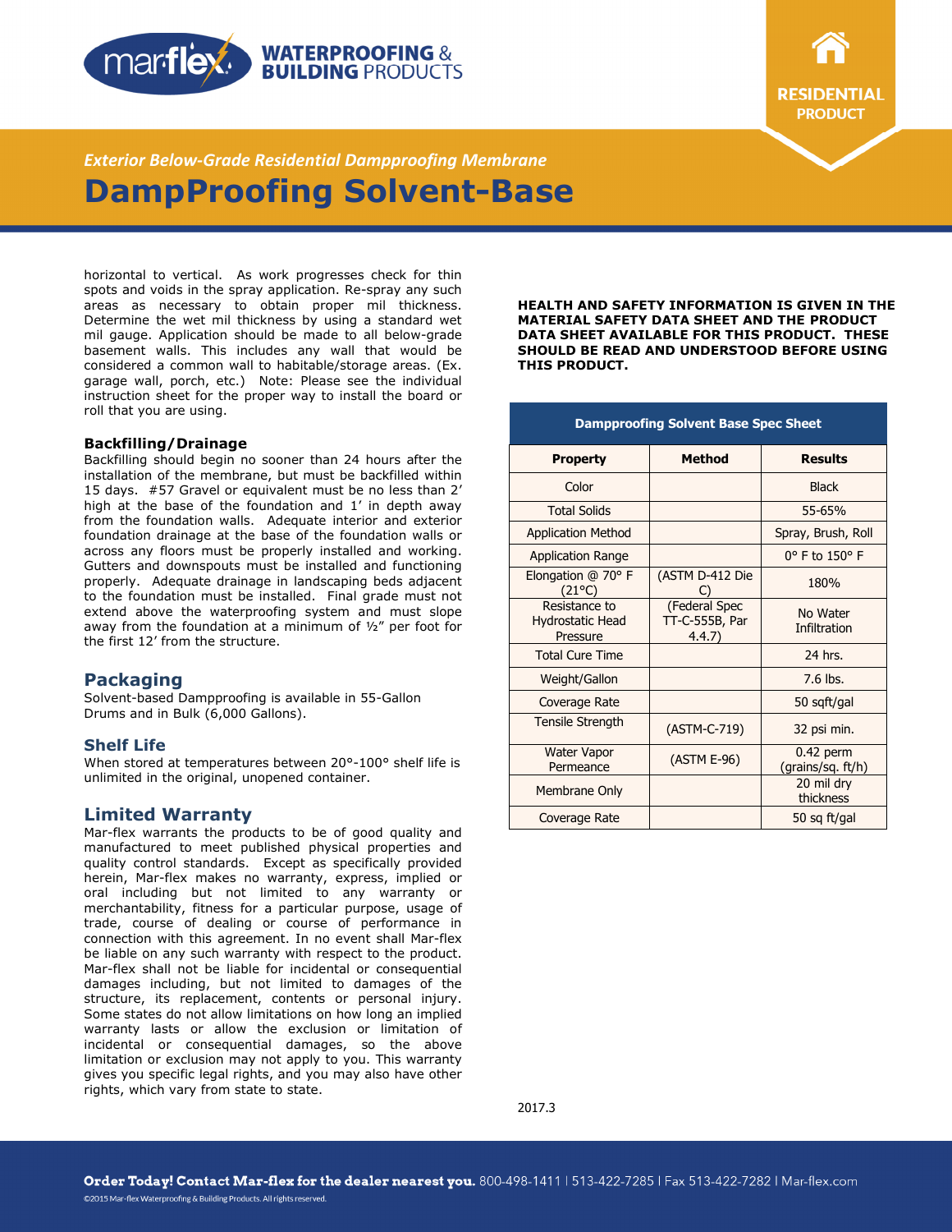*Exterior Below-Grade Residential Dampproofing Membrane*

# DampProofing Solvent-Base

horizontal to vertical. As work progresses check for thin spots and voids in the spray application. Re-spray any such areas as necessary to obtain proper mil thickness. Determine the wet mil thickness by using a standard wet mil gauge. Application should be made to all below-grade basement walls. This includes any wall that would be considered a common wall to habitable/storage areas. (Ex. garage wall, porch, etc.) Note: Please see the individual instruction sheet for the proper way to install the board or roll that you are using.

### Backfilling/Drainage

Backfilling should begin no sooner than 24 hours after the installation of the membrane, but must be backfilled within 15 days. #57 Gravel or equivalent must be no less than 2' high at the base of the foundation and 1' in depth away from the foundation walls. Adequate interior and exterior foundation drainage at the base of the foundation walls or across any floors must be properly installed and working. Gutters and downspouts must be installed and functioning properly. Adequate drainage in landscaping beds adjacent to the foundation must be installed. Final grade must not extend above the waterproofing system and must slope away from the foundation at a minimum of ½" per foot for the first 12' from the structure.

## Packaging

Solvent-based Dampproofing is available in 55-Gallon Drums and in Bulk (6,000 Gallons).

## Shelf Life

When stored at temperatures between 20°-100° shelf life is unlimited in the original, unopened container.

## Limited Warranty

Mar-flex warrants the products to be of good quality and manufactured to meet published physical properties and quality control standards. Except as specifically provided herein, Mar-flex makes no warranty, express, implied or oral including but not limited to any warranty or merchantability, fitness for a particular purpose, usage of trade, course of dealing or course of performance in connection with this agreement. In no event shall Mar-flex be liable on any such warranty with respect to the product. Mar-flex shall not be liable for incidental or consequential damages including, but not limited to damages of the structure, its replacement, contents or personal injury. Some states do not allow limitations on how long an implied warranty lasts or allow the exclusion or limitation of incidental or consequential damages, so the above limitation or exclusion may not apply to you. This warranty gives you specific legal rights, and you may also have other rights, which vary from state to state.

**HEALTH AND SAFETY INFORMATION IS GIVEN IN THE MATERIAL SAFETY DATA SHEET AND THE PRODUCT DATA SHEET AVAILABLE FOR THIS PRODUCT. THESE SHOULD BE READ AND UNDERSTOOD BEFORE USING THIS PRODUCT.**

**Dampproofing Solvent Base Spec Sheet**

| Property | Method | Results |
|---|---|---|
| Color | | Black |
| Total Solids | | 55-65% |
| Application Method | | Spray, Brush, Roll |
| Application Range | | 0° F to 150° F |
| Elongation @ 70° F (21°C) | (ASTM D-412 Die C) | 180% |
| Resistance to Hydrostatic Head Pressure | (Federal Spec TT-C-555B, Par 4.4.7) | No Water Infiltration |
| Total Cure Time | | 24 hrs. |
| Weight/Gallon | | 7.6 lbs. |
| Coverage Rate | | 50 sqft/gal |
| Tensile Strength | (ASTM-C-719) | 32 psi min. |
| Water Vapor Permeance | (ASTM E-96) | 0.42 perm (grains/sq. ft/h) |
| Membrane Only | | 20 mil dry thickness |
| Coverage Rate | | 50 sq ft/gal |

2017.3

**Order Today! Contact Mar-flex for the dealer nearest you.** 800-498-1411 | 513-422-7285 | Fax 513-422-7282 | Mar-flex.com

©2015 Mar-flex Waterproofing & Building Products. All rights reserved.